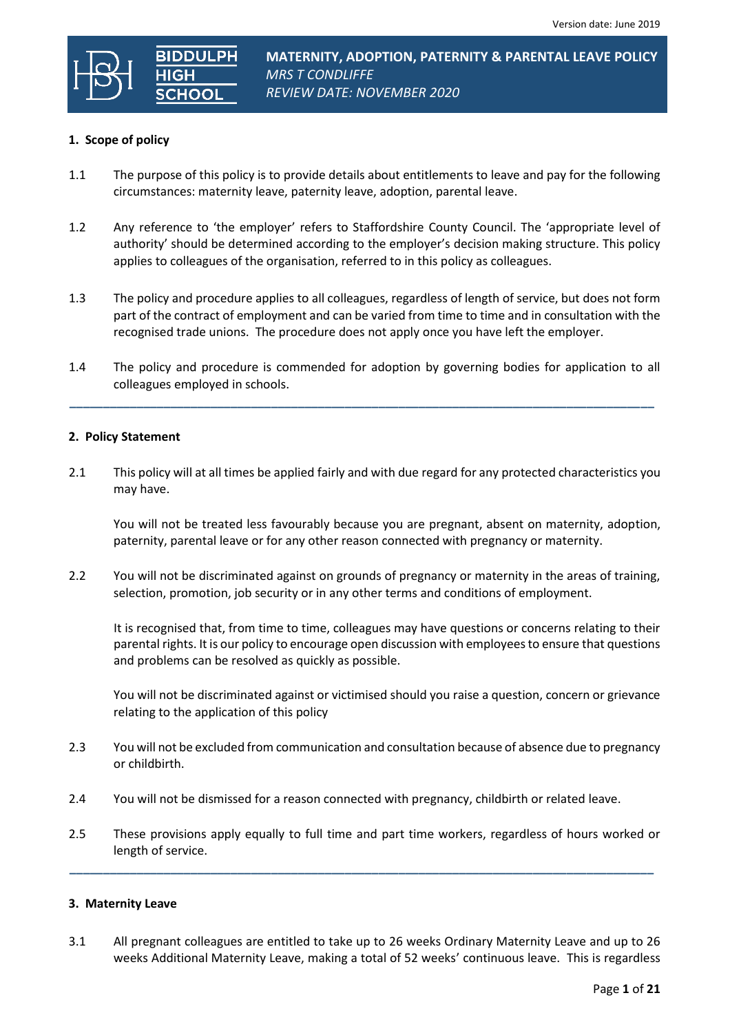Version date: June 2019

BIDDULPH HIGH SCHOOL

# MATERNITY, ADOPTION, PATERNITY & PARENTAL LEAVE POLICY

*MRS T CONDLIFFE*

*REVIEW DATE: NOVEMBER 2020*

## 1. Scope of policy

1.1 The purpose of this policy is to provide details about entitlements to leave and pay for the following circumstances: maternity leave, paternity leave, adoption, parental leave.

1.2 Any reference to 'the employer' refers to Staffordshire County Council. The 'appropriate level of authority' should be determined according to the employer's decision making structure. This policy applies to colleagues of the organisation, referred to in this policy as colleagues.

1.3 The policy and procedure applies to all colleagues, regardless of length of service, but does not form part of the contract of employment and can be varied from time to time and in consultation with the recognised trade unions. The procedure does not apply once you have left the employer.

1.4 The policy and procedure is commended for adoption by governing bodies for application to all colleagues employed in schools.

---

## 2. Policy Statement

2.1 This policy will at all times be applied fairly and with due regard for any protected characteristics you may have.

You will not be treated less favourably because you are pregnant, absent on maternity, adoption, paternity, parental leave or for any other reason connected with pregnancy or maternity.

2.2 You will not be discriminated against on grounds of pregnancy or maternity in the areas of training, selection, promotion, job security or in any other terms and conditions of employment.

It is recognised that, from time to time, colleagues may have questions or concerns relating to their parental rights. It is our policy to encourage open discussion with employees to ensure that questions and problems can be resolved as quickly as possible.

You will not be discriminated against or victimised should you raise a question, concern or grievance relating to the application of this policy

2.3 You will not be excluded from communication and consultation because of absence due to pregnancy or childbirth.

2.4 You will not be dismissed for a reason connected with pregnancy, childbirth or related leave.

2.5 These provisions apply equally to full time and part time workers, regardless of hours worked or length of service.

---

## 3. Maternity Leave

3.1 All pregnant colleagues are entitled to take up to 26 weeks Ordinary Maternity Leave and up to 26 weeks Additional Maternity Leave, making a total of 52 weeks' continuous leave. This is regardless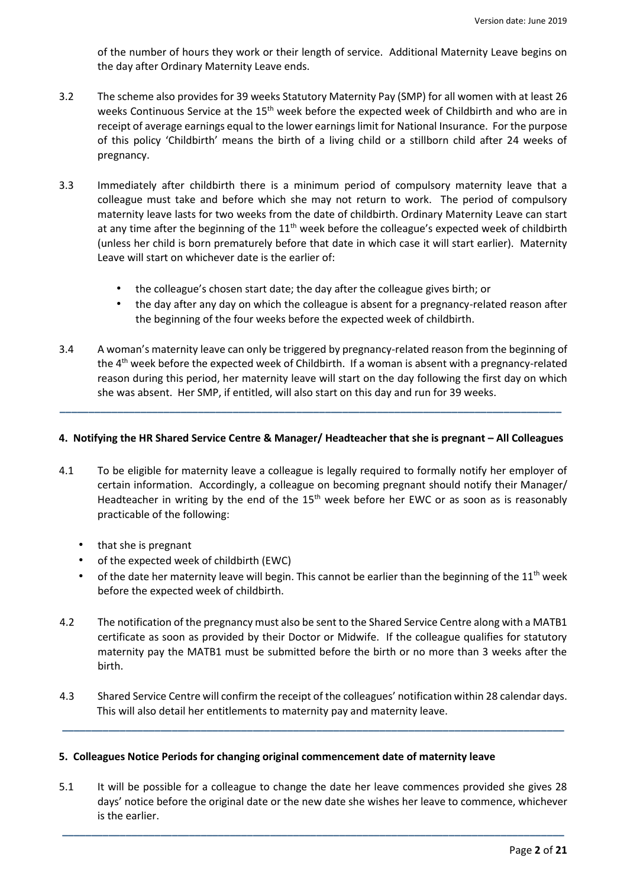of the number of hours they work or their length of service. Additional Maternity Leave begins on the day after Ordinary Maternity Leave ends.

3.2 The scheme also provides for 39 weeks Statutory Maternity Pay (SMP) for all women with at least 26 weeks Continuous Service at the 15th week before the expected week of Childbirth and who are in receipt of average earnings equal to the lower earnings limit for National Insurance. For the purpose of this policy 'Childbirth' means the birth of a living child or a stillborn child after 24 weeks of pregnancy.

3.3 Immediately after childbirth there is a minimum period of compulsory maternity leave that a colleague must take and before which she may not return to work. The period of compulsory maternity leave lasts for two weeks from the date of childbirth. Ordinary Maternity Leave can start at any time after the beginning of the 11th week before the colleague's expected week of childbirth (unless her child is born prematurely before that date in which case it will start earlier). Maternity Leave will start on whichever date is the earlier of:

- the colleague's chosen start date; the day after the colleague gives birth; or
- the day after any day on which the colleague is absent for a pregnancy-related reason after the beginning of the four weeks before the expected week of childbirth.

3.4 A woman's maternity leave can only be triggered by pregnancy-related reason from the beginning of the 4th week before the expected week of Childbirth. If a woman is absent with a pregnancy-related reason during this period, her maternity leave will start on the day following the first day on which she was absent. Her SMP, if entitled, will also start on this day and run for 39 weeks.

## 4. Notifying the HR Shared Service Centre & Manager/ Headteacher that she is pregnant – All Colleagues

4.1 To be eligible for maternity leave a colleague is legally required to formally notify her employer of certain information. Accordingly, a colleague on becoming pregnant should notify their Manager/ Headteacher in writing by the end of the 15th week before her EWC or as soon as is reasonably practicable of the following:

- that she is pregnant
- of the expected week of childbirth (EWC)
- of the date her maternity leave will begin. This cannot be earlier than the beginning of the 11th week before the expected week of childbirth.

4.2 The notification of the pregnancy must also be sent to the Shared Service Centre along with a MATB1 certificate as soon as provided by their Doctor or Midwife. If the colleague qualifies for statutory maternity pay the MATB1 must be submitted before the birth or no more than 3 weeks after the birth.

4.3 Shared Service Centre will confirm the receipt of the colleagues' notification within 28 calendar days. This will also detail her entitlements to maternity pay and maternity leave.

## 5. Colleagues Notice Periods for changing original commencement date of maternity leave

5.1 It will be possible for a colleague to change the date her leave commences provided she gives 28 days' notice before the original date or the new date she wishes her leave to commence, whichever is the earlier.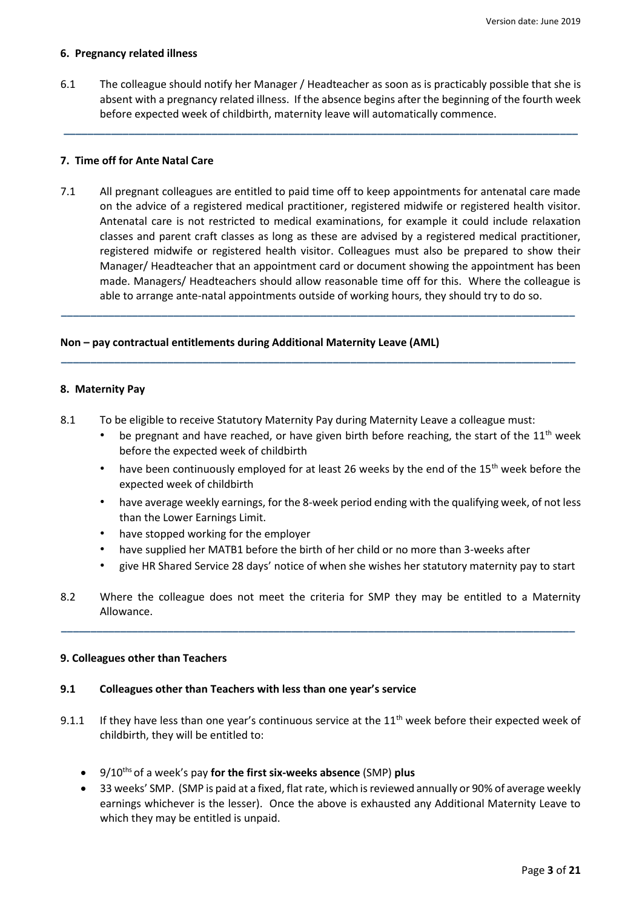### 6. Pregnancy related illness

6.1 The colleague should notify her Manager / Headteacher as soon as is practicably possible that she is absent with a pregnancy related illness. If the absence begins after the beginning of the fourth week before expected week of childbirth, maternity leave will automatically commence.

---

### 7. Time off for Ante Natal Care

7.1 All pregnant colleagues are entitled to paid time off to keep appointments for antenatal care made on the advice of a registered medical practitioner, registered midwife or registered health visitor. Antenatal care is not restricted to medical examinations, for example it could include relaxation classes and parent craft classes as long as these are advised by a registered medical practitioner, registered midwife or registered health visitor. Colleagues must also be prepared to show their Manager/ Headteacher that an appointment card or document showing the appointment has been made. Managers/ Headteachers should allow reasonable time off for this. Where the colleague is able to arrange ante-natal appointments outside of working hours, they should try to do so.

---

### Non – pay contractual entitlements during Additional Maternity Leave (AML)

---

### 8. Maternity Pay

8.1 To be eligible to receive Statutory Maternity Pay during Maternity Leave a colleague must:

- be pregnant and have reached, or have given birth before reaching, the start of the 11th week before the expected week of childbirth
- have been continuously employed for at least 26 weeks by the end of the 15th week before the expected week of childbirth
- have average weekly earnings, for the 8-week period ending with the qualifying week, of not less than the Lower Earnings Limit.
- have stopped working for the employer
- have supplied her MATB1 before the birth of her child or no more than 3-weeks after
- give HR Shared Service 28 days' notice of when she wishes her statutory maternity pay to start

8.2 Where the colleague does not meet the criteria for SMP they may be entitled to a Maternity Allowance.

---

### 9. Colleagues other than Teachers

#### 9.1 Colleagues other than Teachers with less than one year's service

9.1.1 If they have less than one year's continuous service at the 11th week before their expected week of childbirth, they will be entitled to:

- 9/10ths of a week's pay **for the first six-weeks absence** (SMP) **plus**
- 33 weeks' SMP. (SMP is paid at a fixed, flat rate, which is reviewed annually or 90% of average weekly earnings whichever is the lesser). Once the above is exhausted any Additional Maternity Leave to which they may be entitled is unpaid.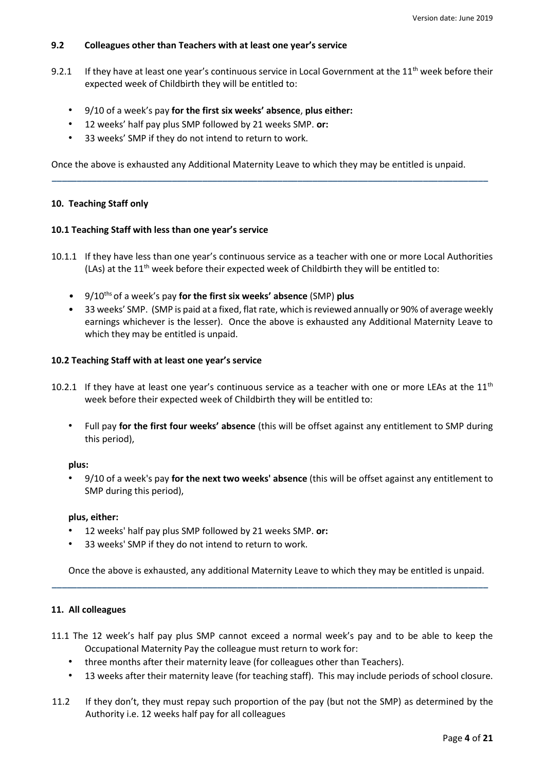**9.2 Colleagues other than Teachers with at least one year's service**

9.2.1 If they have at least one year's continuous service in Local Government at the 11th week before their expected week of Childbirth they will be entitled to:

- 9/10 of a week's pay **for the first six weeks' absence**, **plus either:**
- 12 weeks' half pay plus SMP followed by 21 weeks SMP. **or:**
- 33 weeks' SMP if they do not intend to return to work.

Once the above is exhausted any Additional Maternity Leave to which they may be entitled is unpaid.

---

**10. Teaching Staff only**

**10.1 Teaching Staff with less than one year's service**

10.1.1 If they have less than one year's continuous service as a teacher with one or more Local Authorities (LAs) at the 11th week before their expected week of Childbirth they will be entitled to:

- 9/10ths of a week's pay **for the first six weeks' absence** (SMP) **plus**
- 33 weeks' SMP. (SMP is paid at a fixed, flat rate, which is reviewed annually or 90% of average weekly earnings whichever is the lesser). Once the above is exhausted any Additional Maternity Leave to which they may be entitled is unpaid.

**10.2 Teaching Staff with at least one year's service**

10.2.1 If they have at least one year's continuous service as a teacher with one or more LEAs at the 11th week before their expected week of Childbirth they will be entitled to:

- Full pay **for the first four weeks' absence** (this will be offset against any entitlement to SMP during this period),

**plus:**

- 9/10 of a week's pay **for the next two weeks' absence** (this will be offset against any entitlement to SMP during this period),

**plus, either:**

- 12 weeks' half pay plus SMP followed by 21 weeks SMP. **or:**
- 33 weeks' SMP if they do not intend to return to work.

Once the above is exhausted, any additional Maternity Leave to which they may be entitled is unpaid.

---

**11. All colleagues**

11.1 The 12 week's half pay plus SMP cannot exceed a normal week's pay and to be able to keep the Occupational Maternity Pay the colleague must return to work for:

- three months after their maternity leave (for colleagues other than Teachers).
- 13 weeks after their maternity leave (for teaching staff). This may include periods of school closure.

11.2 If they don't, they must repay such proportion of the pay (but not the SMP) as determined by the Authority i.e. 12 weeks half pay for all colleagues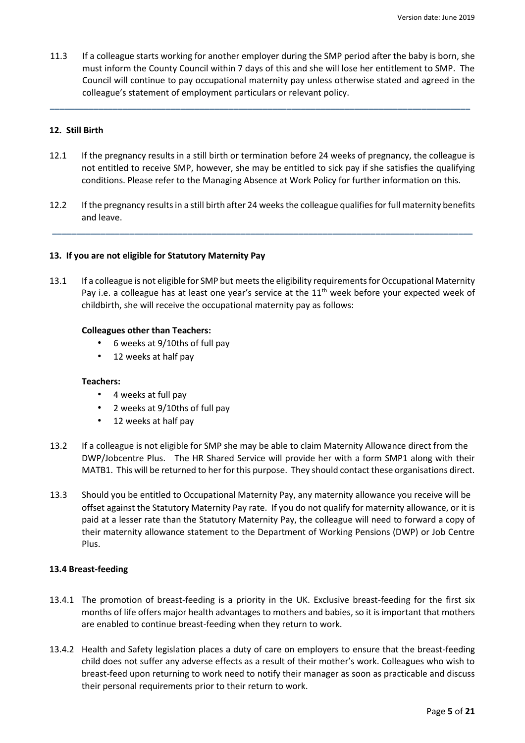11.3 If a colleague starts working for another employer during the SMP period after the baby is born, she must inform the County Council within 7 days of this and she will lose her entitlement to SMP. The Council will continue to pay occupational maternity pay unless otherwise stated and agreed in the colleague's statement of employment particulars or relevant policy.

---

## 12. Still Birth

12.1 If the pregnancy results in a still birth or termination before 24 weeks of pregnancy, the colleague is not entitled to receive SMP, however, she may be entitled to sick pay if she satisfies the qualifying conditions. Please refer to the Managing Absence at Work Policy for further information on this.

12.2 If the pregnancy results in a still birth after 24 weeks the colleague qualifies for full maternity benefits and leave.

---

## 13. If you are not eligible for Statutory Maternity Pay

13.1 If a colleague is not eligible for SMP but meets the eligibility requirements for Occupational Maternity Pay i.e. a colleague has at least one year's service at the 11th week before your expected week of childbirth, she will receive the occupational maternity pay as follows:

**Colleagues other than Teachers:**

- 6 weeks at 9/10ths of full pay
- 12 weeks at half pay

**Teachers:**

- 4 weeks at full pay
- 2 weeks at 9/10ths of full pay
- 12 weeks at half pay

13.2 If a colleague is not eligible for SMP she may be able to claim Maternity Allowance direct from the DWP/Jobcentre Plus. The HR Shared Service will provide her with a form SMP1 along with their MATB1. This will be returned to her for this purpose. They should contact these organisations direct.

13.3 Should you be entitled to Occupational Maternity Pay, any maternity allowance you receive will be offset against the Statutory Maternity Pay rate. If you do not qualify for maternity allowance, or it is paid at a lesser rate than the Statutory Maternity Pay, the colleague will need to forward a copy of their maternity allowance statement to the Department of Working Pensions (DWP) or Job Centre Plus.

### 13.4 Breast-feeding

13.4.1 The promotion of breast-feeding is a priority in the UK. Exclusive breast-feeding for the first six months of life offers major health advantages to mothers and babies, so it is important that mothers are enabled to continue breast-feeding when they return to work.

13.4.2 Health and Safety legislation places a duty of care on employers to ensure that the breast-feeding child does not suffer any adverse effects as a result of their mother's work. Colleagues who wish to breast-feed upon returning to work need to notify their manager as soon as practicable and discuss their personal requirements prior to their return to work.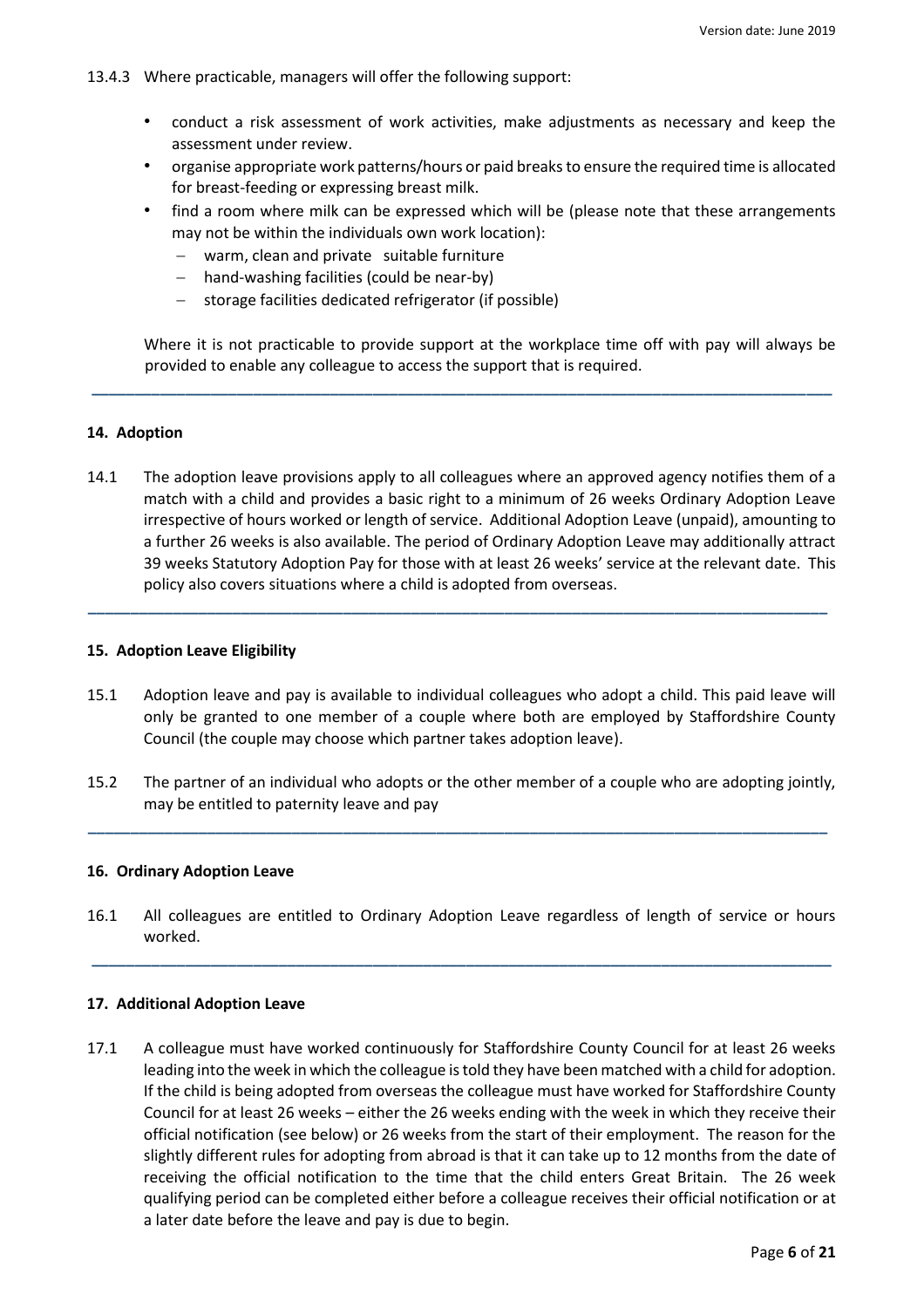13.4.3 Where practicable, managers will offer the following support:

- conduct a risk assessment of work activities, make adjustments as necessary and keep the assessment under review.
- organise appropriate work patterns/hours or paid breaks to ensure the required time is allocated for breast-feeding or expressing breast milk.
- find a room where milk can be expressed which will be (please note that these arrangements may not be within the individuals own work location):
  - warm, clean and private suitable furniture
  - hand-washing facilities (could be near-by)
  - storage facilities dedicated refrigerator (if possible)

Where it is not practicable to provide support at the workplace time off with pay will always be provided to enable any colleague to access the support that is required.

---

## 14. Adoption

14.1 The adoption leave provisions apply to all colleagues where an approved agency notifies them of a match with a child and provides a basic right to a minimum of 26 weeks Ordinary Adoption Leave irrespective of hours worked or length of service. Additional Adoption Leave (unpaid), amounting to a further 26 weeks is also available. The period of Ordinary Adoption Leave may additionally attract 39 weeks Statutory Adoption Pay for those with at least 26 weeks' service at the relevant date. This policy also covers situations where a child is adopted from overseas.

---

## 15. Adoption Leave Eligibility

15.1 Adoption leave and pay is available to individual colleagues who adopt a child. This paid leave will only be granted to one member of a couple where both are employed by Staffordshire County Council (the couple may choose which partner takes adoption leave).

15.2 The partner of an individual who adopts or the other member of a couple who are adopting jointly, may be entitled to paternity leave and pay

---

## 16. Ordinary Adoption Leave

16.1 All colleagues are entitled to Ordinary Adoption Leave regardless of length of service or hours worked.

---

## 17. Additional Adoption Leave

17.1 A colleague must have worked continuously for Staffordshire County Council for at least 26 weeks leading into the week in which the colleague is told they have been matched with a child for adoption. If the child is being adopted from overseas the colleague must have worked for Staffordshire County Council for at least 26 weeks – either the 26 weeks ending with the week in which they receive their official notification (see below) or 26 weeks from the start of their employment. The reason for the slightly different rules for adopting from abroad is that it can take up to 12 months from the date of receiving the official notification to the time that the child enters Great Britain. The 26 week qualifying period can be completed either before a colleague receives their official notification or at a later date before the leave and pay is due to begin.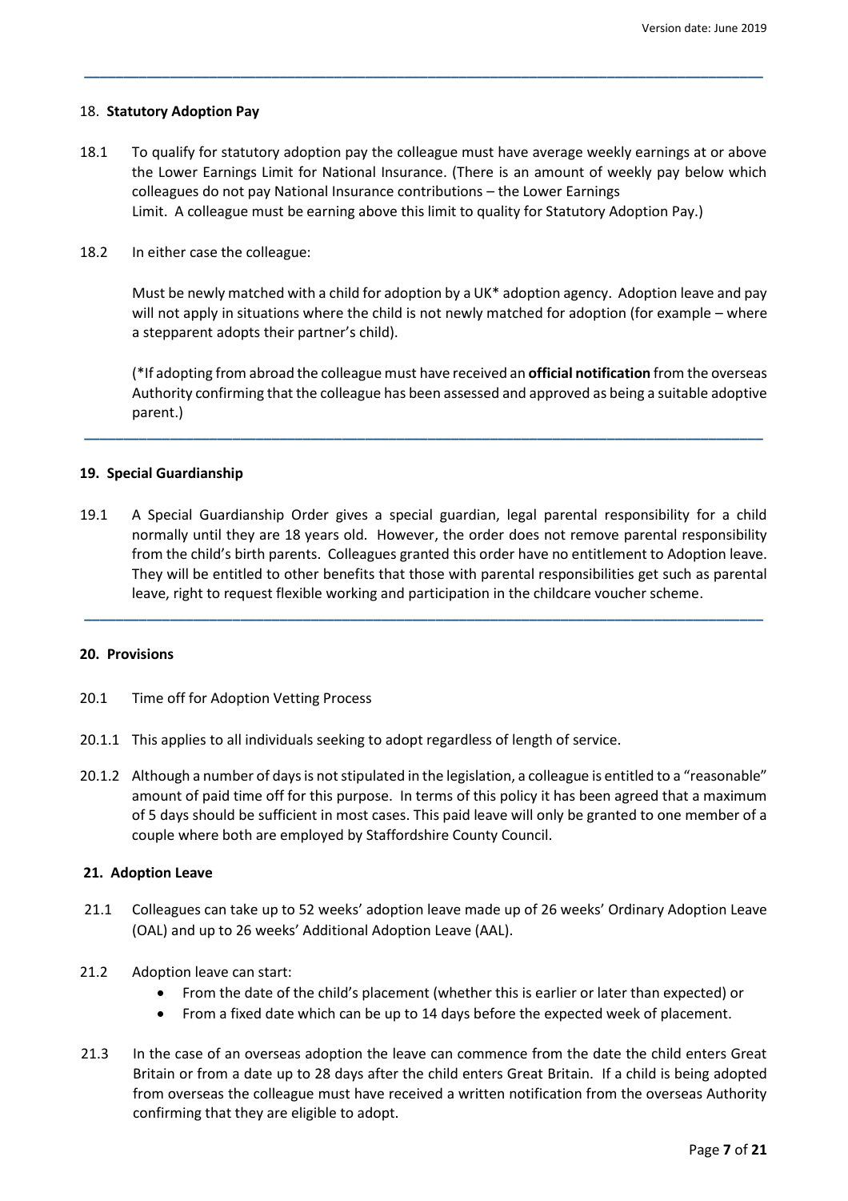## 18. **Statutory Adoption Pay**

18.1 To qualify for statutory adoption pay the colleague must have average weekly earnings at or above the Lower Earnings Limit for National Insurance. (There is an amount of weekly pay below which colleagues do not pay National Insurance contributions – the Lower Earnings Limit. A colleague must be earning above this limit to quality for Statutory Adoption Pay.)

18.2 In either case the colleague:

Must be newly matched with a child for adoption by a UK* adoption agency. Adoption leave and pay will not apply in situations where the child is not newly matched for adoption (for example – where a stepparent adopts their partner's child).

(*If adopting from abroad the colleague must have received an **official notification** from the overseas Authority confirming that the colleague has been assessed and approved as being a suitable adoptive parent.)

## 19. Special Guardianship

19.1 A Special Guardianship Order gives a special guardian, legal parental responsibility for a child normally until they are 18 years old. However, the order does not remove parental responsibility from the child's birth parents. Colleagues granted this order have no entitlement to Adoption leave. They will be entitled to other benefits that those with parental responsibilities get such as parental leave, right to request flexible working and participation in the childcare voucher scheme.

## 20. Provisions

20.1 Time off for Adoption Vetting Process

20.1.1 This applies to all individuals seeking to adopt regardless of length of service.

20.1.2 Although a number of days is not stipulated in the legislation, a colleague is entitled to a "reasonable" amount of paid time off for this purpose. In terms of this policy it has been agreed that a maximum of 5 days should be sufficient in most cases. This paid leave will only be granted to one member of a couple where both are employed by Staffordshire County Council.

## 21. Adoption Leave

21.1 Colleagues can take up to 52 weeks' adoption leave made up of 26 weeks' Ordinary Adoption Leave (OAL) and up to 26 weeks' Additional Adoption Leave (AAL).

21.2 Adoption leave can start:

- From the date of the child's placement (whether this is earlier or later than expected) or
- From a fixed date which can be up to 14 days before the expected week of placement.

21.3 In the case of an overseas adoption the leave can commence from the date the child enters Great Britain or from a date up to 28 days after the child enters Great Britain. If a child is being adopted from overseas the colleague must have received a written notification from the overseas Authority confirming that they are eligible to adopt.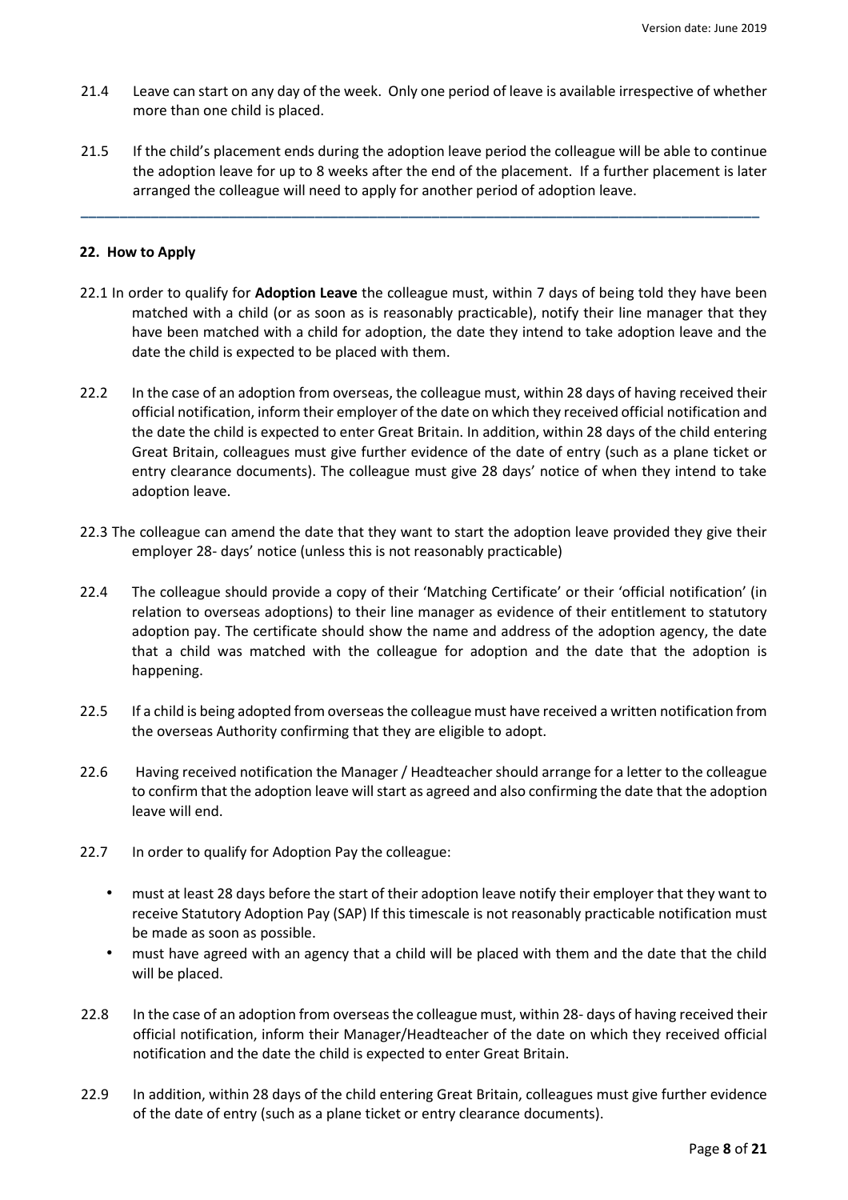21.4 Leave can start on any day of the week. Only one period of leave is available irrespective of whether more than one child is placed.

21.5 If the child's placement ends during the adoption leave period the colleague will be able to continue the adoption leave for up to 8 weeks after the end of the placement. If a further placement is later arranged the colleague will need to apply for another period of adoption leave.

---

## 22. How to Apply

22.1 In order to qualify for **Adoption Leave** the colleague must, within 7 days of being told they have been matched with a child (or as soon as is reasonably practicable), notify their line manager that they have been matched with a child for adoption, the date they intend to take adoption leave and the date the child is expected to be placed with them.

22.2 In the case of an adoption from overseas, the colleague must, within 28 days of having received their official notification, inform their employer of the date on which they received official notification and the date the child is expected to enter Great Britain. In addition, within 28 days of the child entering Great Britain, colleagues must give further evidence of the date of entry (such as a plane ticket or entry clearance documents). The colleague must give 28 days' notice of when they intend to take adoption leave.

22.3 The colleague can amend the date that they want to start the adoption leave provided they give their employer 28- days' notice (unless this is not reasonably practicable)

22.4 The colleague should provide a copy of their 'Matching Certificate' or their 'official notification' (in relation to overseas adoptions) to their line manager as evidence of their entitlement to statutory adoption pay. The certificate should show the name and address of the adoption agency, the date that a child was matched with the colleague for adoption and the date that the adoption is happening.

22.5 If a child is being adopted from overseas the colleague must have received a written notification from the overseas Authority confirming that they are eligible to adopt.

22.6 Having received notification the Manager / Headteacher should arrange for a letter to the colleague to confirm that the adoption leave will start as agreed and also confirming the date that the adoption leave will end.

22.7 In order to qualify for Adoption Pay the colleague:

- must at least 28 days before the start of their adoption leave notify their employer that they want to receive Statutory Adoption Pay (SAP) If this timescale is not reasonably practicable notification must be made as soon as possible.
- must have agreed with an agency that a child will be placed with them and the date that the child will be placed.

22.8 In the case of an adoption from overseas the colleague must, within 28- days of having received their official notification, inform their Manager/Headteacher of the date on which they received official notification and the date the child is expected to enter Great Britain.

22.9 In addition, within 28 days of the child entering Great Britain, colleagues must give further evidence of the date of entry (such as a plane ticket or entry clearance documents).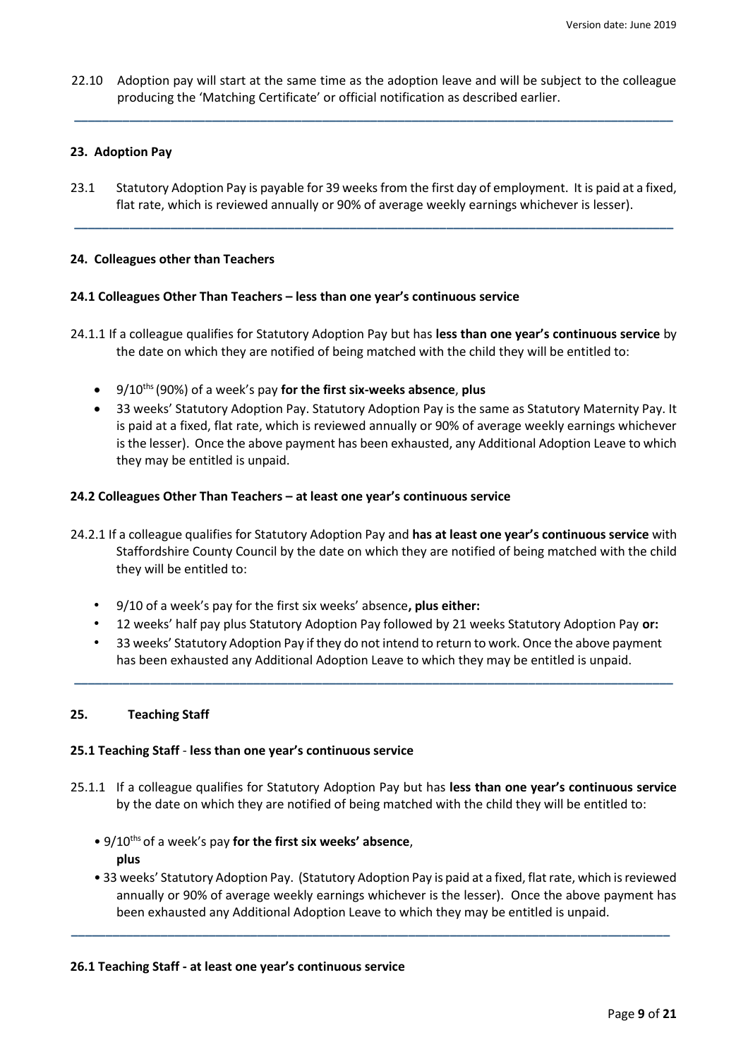22.10 Adoption pay will start at the same time as the adoption leave and will be subject to the colleague producing the 'Matching Certificate' or official notification as described earlier.

---

## 23. Adoption Pay

23.1 Statutory Adoption Pay is payable for 39 weeks from the first day of employment. It is paid at a fixed, flat rate, which is reviewed annually or 90% of average weekly earnings whichever is lesser).

---

## 24. Colleagues other than Teachers

### 24.1 Colleagues Other Than Teachers – less than one year's continuous service

24.1.1 If a colleague qualifies for Statutory Adoption Pay but has **less than one year's continuous service** by the date on which they are notified of being matched with the child they will be entitled to:

- 9/10ths (90%) of a week's pay **for the first six-weeks absence**, **plus**
- 33 weeks' Statutory Adoption Pay. Statutory Adoption Pay is the same as Statutory Maternity Pay. It is paid at a fixed, flat rate, which is reviewed annually or 90% of average weekly earnings whichever is the lesser). Once the above payment has been exhausted, any Additional Adoption Leave to which they may be entitled is unpaid.

### 24.2 Colleagues Other Than Teachers – at least one year's continuous service

24.2.1 If a colleague qualifies for Statutory Adoption Pay and **has at least one year's continuous service** with Staffordshire County Council by the date on which they are notified of being matched with the child they will be entitled to:

- 9/10 of a week's pay for the first six weeks' absence**, plus either:**
- 12 weeks' half pay plus Statutory Adoption Pay followed by 21 weeks Statutory Adoption Pay **or:**
- 33 weeks' Statutory Adoption Pay if they do not intend to return to work. Once the above payment has been exhausted any Additional Adoption Leave to which they may be entitled is unpaid.

---

## 25. Teaching Staff

### 25.1 Teaching Staff - less than one year's continuous service

25.1.1 If a colleague qualifies for Statutory Adoption Pay but has **less than one year's continuous service** by the date on which they are notified of being matched with the child they will be entitled to:

- 9/10ths of a week's pay **for the first six weeks' absence**, **plus**
- 33 weeks' Statutory Adoption Pay. (Statutory Adoption Pay is paid at a fixed, flat rate, which is reviewed annually or 90% of average weekly earnings whichever is the lesser). Once the above payment has been exhausted any Additional Adoption Leave to which they may be entitled is unpaid.

---

### 26.1 Teaching Staff - at least one year's continuous service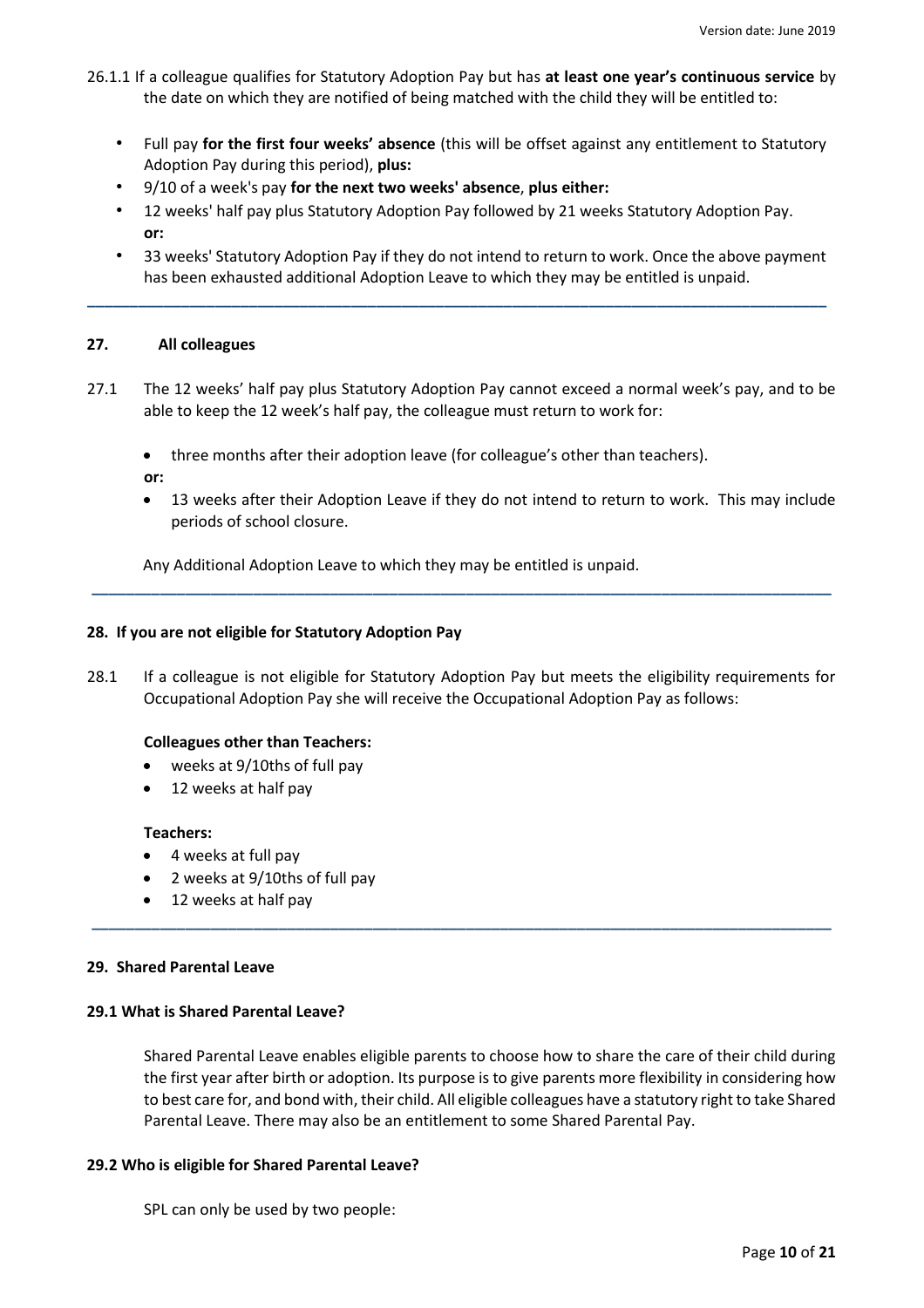26.1.1 If a colleague qualifies for Statutory Adoption Pay but has **at least one year's continuous service** by the date on which they are notified of being matched with the child they will be entitled to:

- Full pay **for the first four weeks' absence** (this will be offset against any entitlement to Statutory Adoption Pay during this period), **plus:**
- 9/10 of a week's pay **for the next two weeks' absence**, **plus either:**
- 12 weeks' half pay plus Statutory Adoption Pay followed by 21 weeks Statutory Adoption Pay. **or:**
- 33 weeks' Statutory Adoption Pay if they do not intend to return to work. Once the above payment has been exhausted additional Adoption Leave to which they may be entitled is unpaid.

---

## 27. All colleagues

27.1 The 12 weeks' half pay plus Statutory Adoption Pay cannot exceed a normal week's pay, and to be able to keep the 12 week's half pay, the colleague must return to work for:

- three months after their adoption leave (for colleague's other than teachers).

**or:**

- 13 weeks after their Adoption Leave if they do not intend to return to work. This may include periods of school closure.

Any Additional Adoption Leave to which they may be entitled is unpaid.

---

## 28. If you are not eligible for Statutory Adoption Pay

28.1 If a colleague is not eligible for Statutory Adoption Pay but meets the eligibility requirements for Occupational Adoption Pay she will receive the Occupational Adoption Pay as follows:

**Colleagues other than Teachers:**

- weeks at 9/10ths of full pay
- 12 weeks at half pay

**Teachers:**

- 4 weeks at full pay
- 2 weeks at 9/10ths of full pay
- 12 weeks at half pay

---

## 29. Shared Parental Leave

### 29.1 What is Shared Parental Leave?

Shared Parental Leave enables eligible parents to choose how to share the care of their child during the first year after birth or adoption. Its purpose is to give parents more flexibility in considering how to best care for, and bond with, their child. All eligible colleagues have a statutory right to take Shared Parental Leave. There may also be an entitlement to some Shared Parental Pay.

### 29.2 Who is eligible for Shared Parental Leave?

SPL can only be used by two people: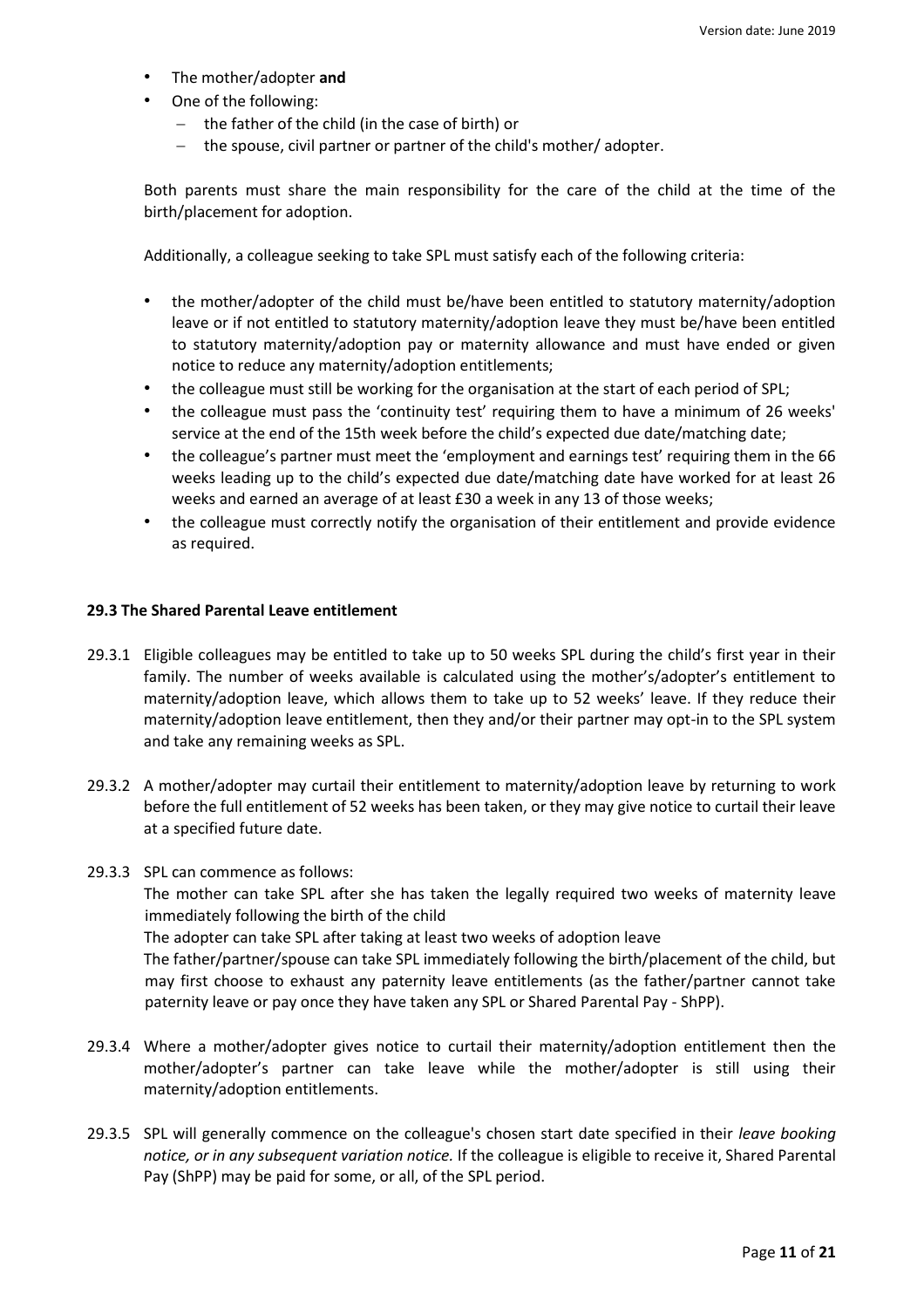- The mother/adopter **and**
- One of the following:
  - the father of the child (in the case of birth) or
  - the spouse, civil partner or partner of the child's mother/ adopter.

Both parents must share the main responsibility for the care of the child at the time of the birth/placement for adoption.

Additionally, a colleague seeking to take SPL must satisfy each of the following criteria:

- the mother/adopter of the child must be/have been entitled to statutory maternity/adoption leave or if not entitled to statutory maternity/adoption leave they must be/have been entitled to statutory maternity/adoption pay or maternity allowance and must have ended or given notice to reduce any maternity/adoption entitlements;
- the colleague must still be working for the organisation at the start of each period of SPL;
- the colleague must pass the 'continuity test' requiring them to have a minimum of 26 weeks' service at the end of the 15th week before the child's expected due date/matching date;
- the colleague's partner must meet the 'employment and earnings test' requiring them in the 66 weeks leading up to the child's expected due date/matching date have worked for at least 26 weeks and earned an average of at least £30 a week in any 13 of those weeks;
- the colleague must correctly notify the organisation of their entitlement and provide evidence as required.

### 29.3 The Shared Parental Leave entitlement

29.3.1 Eligible colleagues may be entitled to take up to 50 weeks SPL during the child's first year in their family. The number of weeks available is calculated using the mother's/adopter's entitlement to maternity/adoption leave, which allows them to take up to 52 weeks' leave. If they reduce their maternity/adoption leave entitlement, then they and/or their partner may opt-in to the SPL system and take any remaining weeks as SPL.

29.3.2 A mother/adopter may curtail their entitlement to maternity/adoption leave by returning to work before the full entitlement of 52 weeks has been taken, or they may give notice to curtail their leave at a specified future date.

29.3.3 SPL can commence as follows:
The mother can take SPL after she has taken the legally required two weeks of maternity leave immediately following the birth of the child
The adopter can take SPL after taking at least two weeks of adoption leave
The father/partner/spouse can take SPL immediately following the birth/placement of the child, but may first choose to exhaust any paternity leave entitlements (as the father/partner cannot take paternity leave or pay once they have taken any SPL or Shared Parental Pay - ShPP).

29.3.4 Where a mother/adopter gives notice to curtail their maternity/adoption entitlement then the mother/adopter's partner can take leave while the mother/adopter is still using their maternity/adoption entitlements.

29.3.5 SPL will generally commence on the colleague's chosen start date specified in their *leave booking notice, or in any subsequent variation notice.* If the colleague is eligible to receive it, Shared Parental Pay (ShPP) may be paid for some, or all, of the SPL period.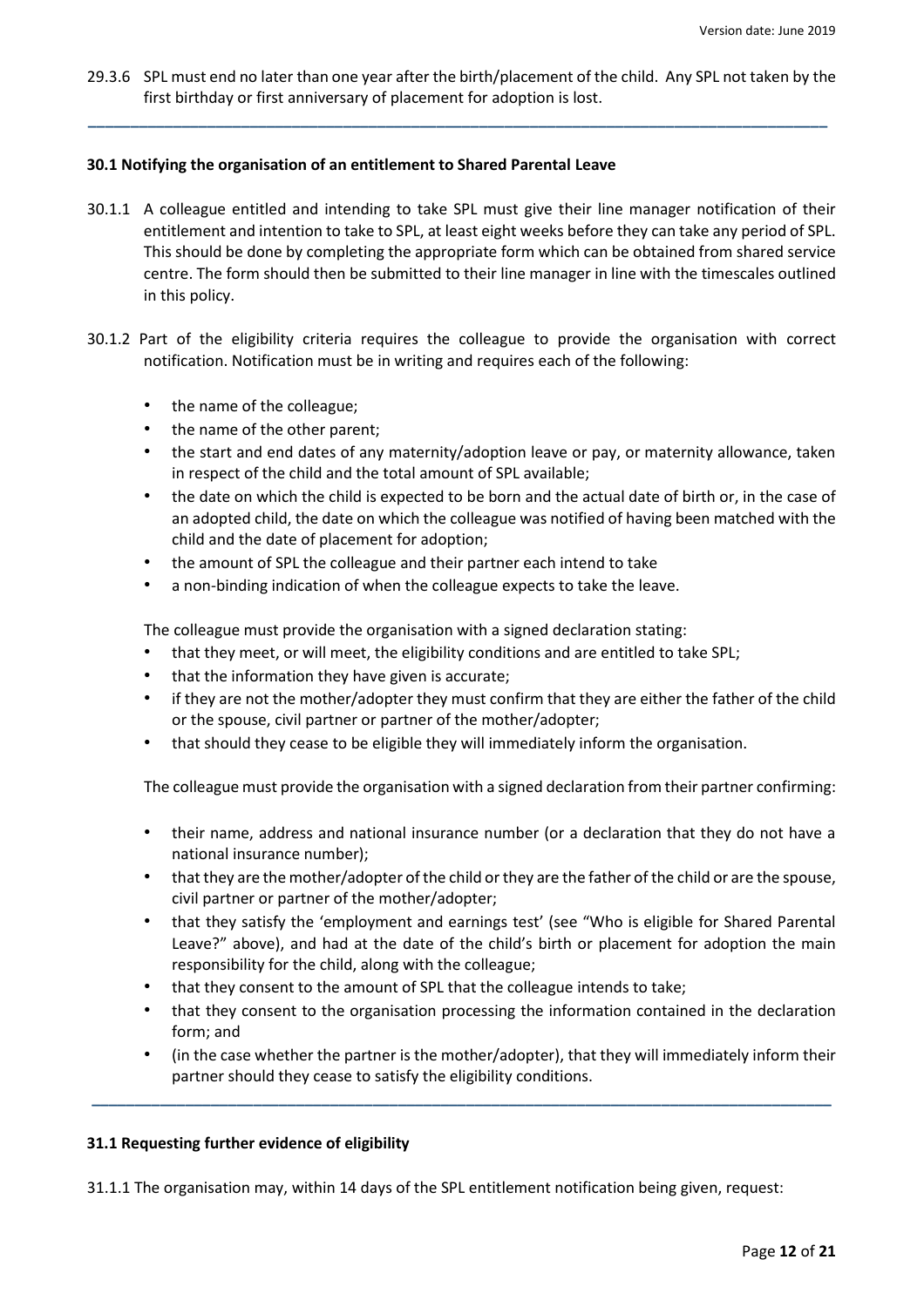29.3.6 SPL must end no later than one year after the birth/placement of the child. Any SPL not taken by the first birthday or first anniversary of placement for adoption is lost.

---

### 30.1 Notifying the organisation of an entitlement to Shared Parental Leave

30.1.1 A colleague entitled and intending to take SPL must give their line manager notification of their entitlement and intention to take to SPL, at least eight weeks before they can take any period of SPL. This should be done by completing the appropriate form which can be obtained from shared service centre. The form should then be submitted to their line manager in line with the timescales outlined in this policy.

30.1.2 Part of the eligibility criteria requires the colleague to provide the organisation with correct notification. Notification must be in writing and requires each of the following:

- the name of the colleague;
- the name of the other parent;
- the start and end dates of any maternity/adoption leave or pay, or maternity allowance, taken in respect of the child and the total amount of SPL available;
- the date on which the child is expected to be born and the actual date of birth or, in the case of an adopted child, the date on which the colleague was notified of having been matched with the child and the date of placement for adoption;
- the amount of SPL the colleague and their partner each intend to take
- a non-binding indication of when the colleague expects to take the leave.

The colleague must provide the organisation with a signed declaration stating:

- that they meet, or will meet, the eligibility conditions and are entitled to take SPL;
- that the information they have given is accurate;
- if they are not the mother/adopter they must confirm that they are either the father of the child or the spouse, civil partner or partner of the mother/adopter;
- that should they cease to be eligible they will immediately inform the organisation.

The colleague must provide the organisation with a signed declaration from their partner confirming:

- their name, address and national insurance number (or a declaration that they do not have a national insurance number);
- that they are the mother/adopter of the child or they are the father of the child or are the spouse, civil partner or partner of the mother/adopter;
- that they satisfy the 'employment and earnings test' (see "Who is eligible for Shared Parental Leave?" above), and had at the date of the child's birth or placement for adoption the main responsibility for the child, along with the colleague;
- that they consent to the amount of SPL that the colleague intends to take;
- that they consent to the organisation processing the information contained in the declaration form; and
- (in the case whether the partner is the mother/adopter), that they will immediately inform their partner should they cease to satisfy the eligibility conditions.

---

### 31.1 Requesting further evidence of eligibility

31.1.1 The organisation may, within 14 days of the SPL entitlement notification being given, request: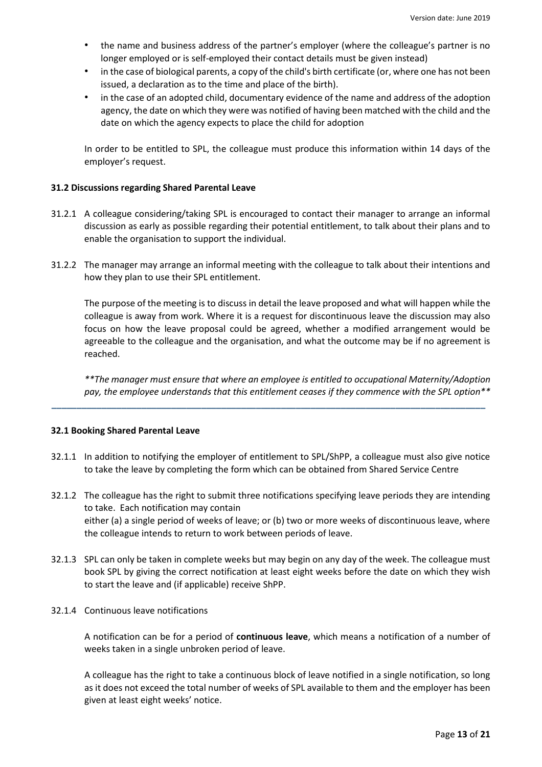- the name and business address of the partner's employer (where the colleague's partner is no longer employed or is self-employed their contact details must be given instead)
- in the case of biological parents, a copy of the child's birth certificate (or, where one has not been issued, a declaration as to the time and place of the birth).
- in the case of an adopted child, documentary evidence of the name and address of the adoption agency, the date on which they were was notified of having been matched with the child and the date on which the agency expects to place the child for adoption

In order to be entitled to SPL, the colleague must produce this information within 14 days of the employer's request.

**31.2 Discussions regarding Shared Parental Leave**

31.2.1 A colleague considering/taking SPL is encouraged to contact their manager to arrange an informal discussion as early as possible regarding their potential entitlement, to talk about their plans and to enable the organisation to support the individual.

31.2.2 The manager may arrange an informal meeting with the colleague to talk about their intentions and how they plan to use their SPL entitlement.

The purpose of the meeting is to discuss in detail the leave proposed and what will happen while the colleague is away from work. Where it is a request for discontinuous leave the discussion may also focus on how the leave proposal could be agreed, whether a modified arrangement would be agreeable to the colleague and the organisation, and what the outcome may be if no agreement is reached.

*\*\*The manager must ensure that where an employee is entitled to occupational Maternity/Adoption pay, the employee understands that this entitlement ceases if they commence with the SPL option\*\**

---

**32.1 Booking Shared Parental Leave**

32.1.1 In addition to notifying the employer of entitlement to SPL/ShPP, a colleague must also give notice to take the leave by completing the form which can be obtained from Shared Service Centre

32.1.2 The colleague has the right to submit three notifications specifying leave periods they are intending to take. Each notification may contain
either (a) a single period of weeks of leave; or (b) two or more weeks of discontinuous leave, where the colleague intends to return to work between periods of leave.

32.1.3 SPL can only be taken in complete weeks but may begin on any day of the week. The colleague must book SPL by giving the correct notification at least eight weeks before the date on which they wish to start the leave and (if applicable) receive ShPP.

32.1.4 Continuous leave notifications

A notification can be for a period of **continuous leave**, which means a notification of a number of weeks taken in a single unbroken period of leave.

A colleague has the right to take a continuous block of leave notified in a single notification, so long as it does not exceed the total number of weeks of SPL available to them and the employer has been given at least eight weeks' notice.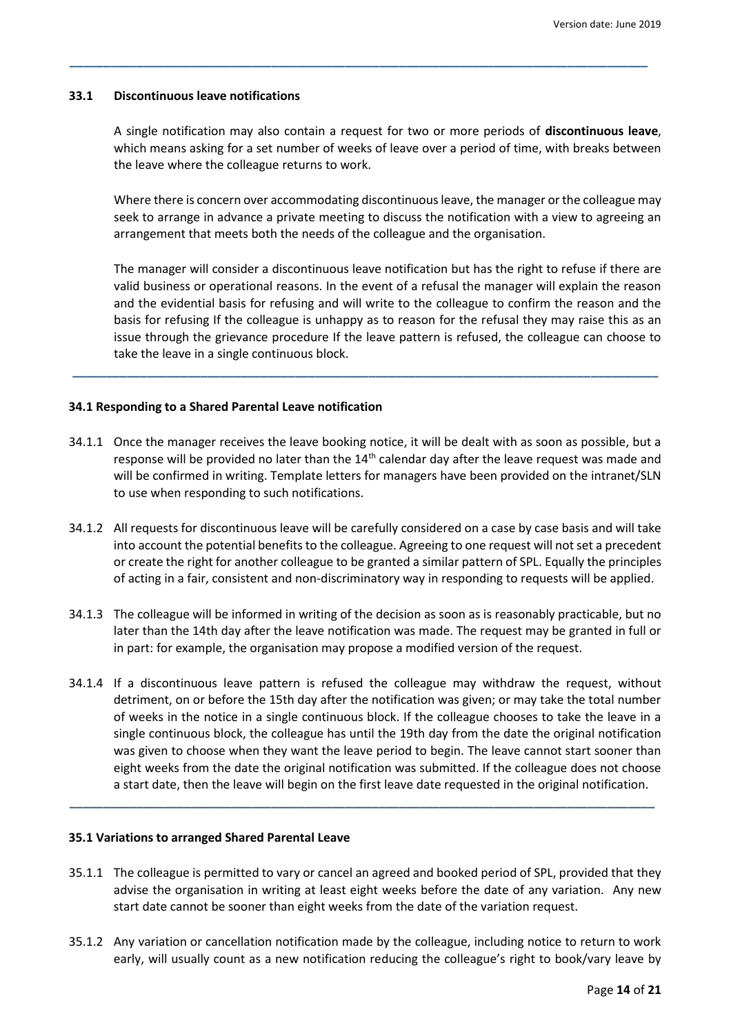### 33.1 Discontinuous leave notifications

A single notification may also contain a request for two or more periods of **discontinuous leave**, which means asking for a set number of weeks of leave over a period of time, with breaks between the leave where the colleague returns to work.

Where there is concern over accommodating discontinuous leave, the manager or the colleague may seek to arrange in advance a private meeting to discuss the notification with a view to agreeing an arrangement that meets both the needs of the colleague and the organisation.

The manager will consider a discontinuous leave notification but has the right to refuse if there are valid business or operational reasons. In the event of a refusal the manager will explain the reason and the evidential basis for refusing and will write to the colleague to confirm the reason and the basis for refusing If the colleague is unhappy as to reason for the refusal they may raise this as an issue through the grievance procedure If the leave pattern is refused, the colleague can choose to take the leave in a single continuous block.

---

### 34.1 Responding to a Shared Parental Leave notification

34.1.1 Once the manager receives the leave booking notice, it will be dealt with as soon as possible, but a response will be provided no later than the 14th calendar day after the leave request was made and will be confirmed in writing. Template letters for managers have been provided on the intranet/SLN to use when responding to such notifications.

34.1.2 All requests for discontinuous leave will be carefully considered on a case by case basis and will take into account the potential benefits to the colleague. Agreeing to one request will not set a precedent or create the right for another colleague to be granted a similar pattern of SPL. Equally the principles of acting in a fair, consistent and non-discriminatory way in responding to requests will be applied.

34.1.3 The colleague will be informed in writing of the decision as soon as is reasonably practicable, but no later than the 14th day after the leave notification was made. The request may be granted in full or in part: for example, the organisation may propose a modified version of the request.

34.1.4 If a discontinuous leave pattern is refused the colleague may withdraw the request, without detriment, on or before the 15th day after the notification was given; or may take the total number of weeks in the notice in a single continuous block. If the colleague chooses to take the leave in a single continuous block, the colleague has until the 19th day from the date the original notification was given to choose when they want the leave period to begin. The leave cannot start sooner than eight weeks from the date the original notification was submitted. If the colleague does not choose a start date, then the leave will begin on the first leave date requested in the original notification.

---

### 35.1 Variations to arranged Shared Parental Leave

35.1.1 The colleague is permitted to vary or cancel an agreed and booked period of SPL, provided that they advise the organisation in writing at least eight weeks before the date of any variation. Any new start date cannot be sooner than eight weeks from the date of the variation request.

35.1.2 Any variation or cancellation notification made by the colleague, including notice to return to work early, will usually count as a new notification reducing the colleague's right to book/vary leave by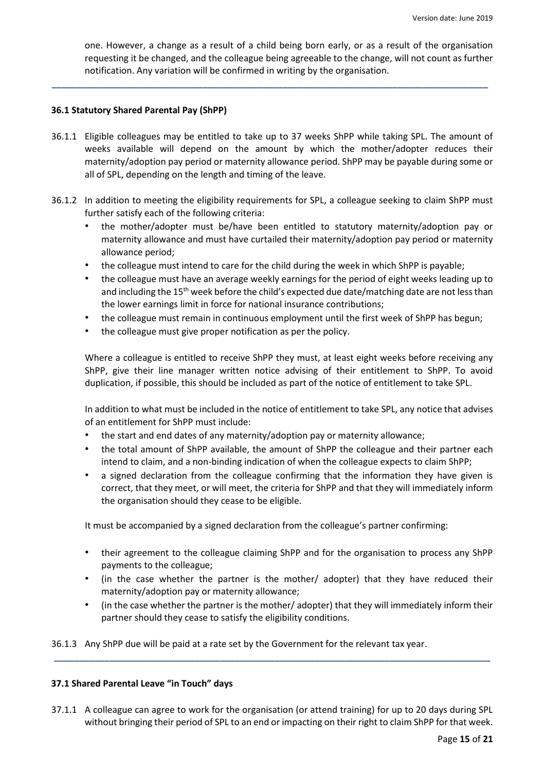one. However, a change as a result of a child being born early, or as a result of the organisation requesting it be changed, and the colleague being agreeable to the change, will not count as further notification. Any variation will be confirmed in writing by the organisation.

---

### 36.1 Statutory Shared Parental Pay (ShPP)

36.1.1 Eligible colleagues may be entitled to take up to 37 weeks ShPP while taking SPL. The amount of weeks available will depend on the amount by which the mother/adopter reduces their maternity/adoption pay period or maternity allowance period. ShPP may be payable during some or all of SPL, depending on the length and timing of the leave.

36.1.2 In addition to meeting the eligibility requirements for SPL, a colleague seeking to claim ShPP must further satisfy each of the following criteria:

- the mother/adopter must be/have been entitled to statutory maternity/adoption pay or maternity allowance and must have curtailed their maternity/adoption pay period or maternity allowance period;
- the colleague must intend to care for the child during the week in which ShPP is payable;
- the colleague must have an average weekly earnings for the period of eight weeks leading up to and including the 15th week before the child's expected due date/matching date are not less than the lower earnings limit in force for national insurance contributions;
- the colleague must remain in continuous employment until the first week of ShPP has begun;
- the colleague must give proper notification as per the policy.

Where a colleague is entitled to receive ShPP they must, at least eight weeks before receiving any ShPP, give their line manager written notice advising of their entitlement to ShPP. To avoid duplication, if possible, this should be included as part of the notice of entitlement to take SPL.

In addition to what must be included in the notice of entitlement to take SPL, any notice that advises of an entitlement for ShPP must include:

- the start and end dates of any maternity/adoption pay or maternity allowance;
- the total amount of ShPP available, the amount of ShPP the colleague and their partner each intend to claim, and a non-binding indication of when the colleague expects to claim ShPP;
- a signed declaration from the colleague confirming that the information they have given is correct, that they meet, or will meet, the criteria for ShPP and that they will immediately inform the organisation should they cease to be eligible.

It must be accompanied by a signed declaration from the colleague's partner confirming:

- their agreement to the colleague claiming ShPP and for the organisation to process any ShPP payments to the colleague;
- (in the case whether the partner is the mother/ adopter) that they have reduced their maternity/adoption pay or maternity allowance;
- (in the case whether the partner is the mother/ adopter) that they will immediately inform their partner should they cease to satisfy the eligibility conditions.

36.1.3 Any ShPP due will be paid at a rate set by the Government for the relevant tax year.

---

### 37.1 Shared Parental Leave "in Touch" days

37.1.1 A colleague can agree to work for the organisation (or attend training) for up to 20 days during SPL without bringing their period of SPL to an end or impacting on their right to claim ShPP for that week.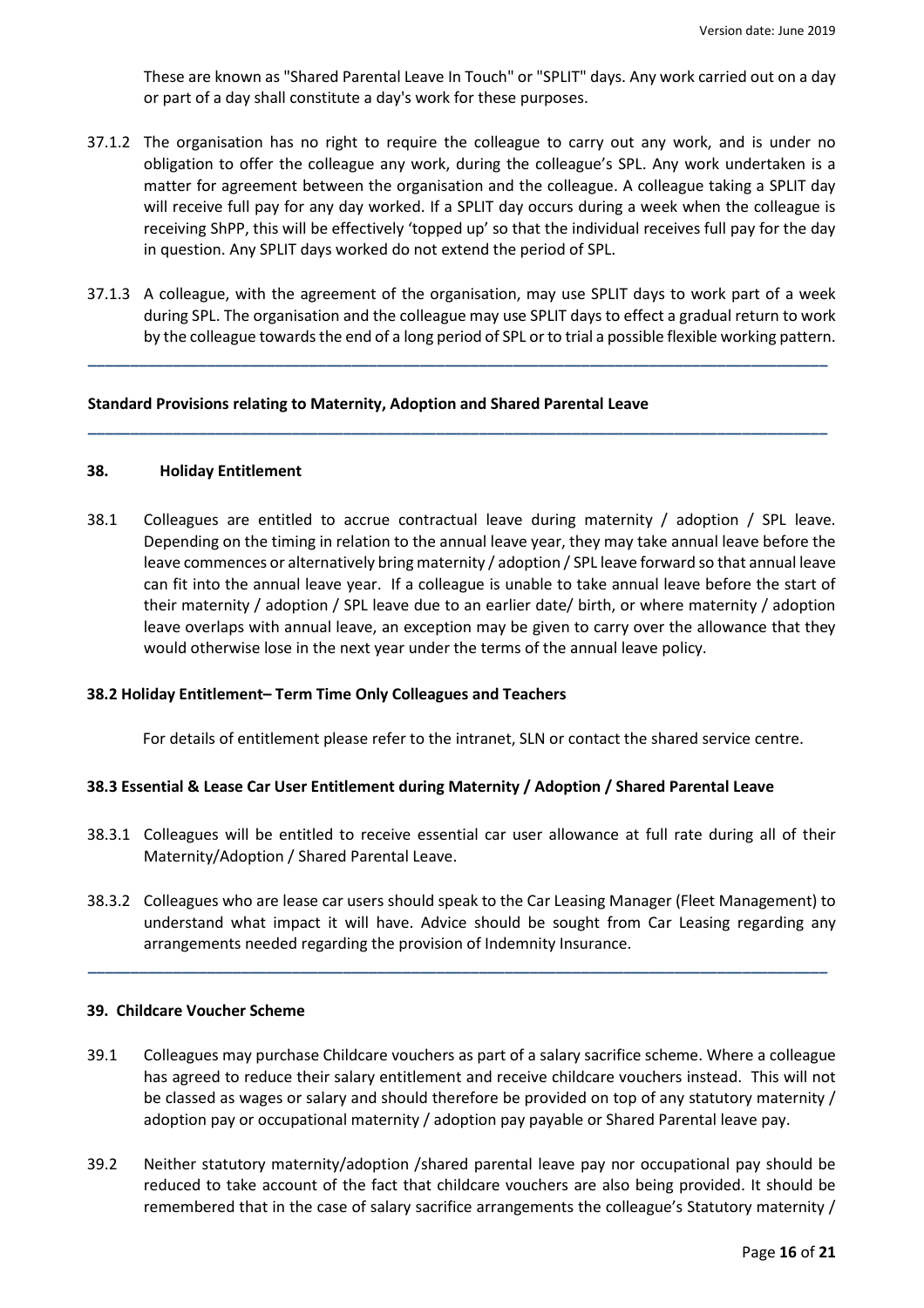These are known as "Shared Parental Leave In Touch" or "SPLIT" days. Any work carried out on a day or part of a day shall constitute a day's work for these purposes.

37.1.2 The organisation has no right to require the colleague to carry out any work, and is under no obligation to offer the colleague any work, during the colleague's SPL. Any work undertaken is a matter for agreement between the organisation and the colleague. A colleague taking a SPLIT day will receive full pay for any day worked. If a SPLIT day occurs during a week when the colleague is receiving ShPP, this will be effectively 'topped up' so that the individual receives full pay for the day in question. Any SPLIT days worked do not extend the period of SPL.

37.1.3 A colleague, with the agreement of the organisation, may use SPLIT days to work part of a week during SPL. The organisation and the colleague may use SPLIT days to effect a gradual return to work by the colleague towards the end of a long period of SPL or to trial a possible flexible working pattern.

---

**Standard Provisions relating to Maternity, Adoption and Shared Parental Leave**

---

### 38. Holiday Entitlement

38.1 Colleagues are entitled to accrue contractual leave during maternity / adoption / SPL leave. Depending on the timing in relation to the annual leave year, they may take annual leave before the leave commences or alternatively bring maternity / adoption / SPL leave forward so that annual leave can fit into the annual leave year. If a colleague is unable to take annual leave before the start of their maternity / adoption / SPL leave due to an earlier date/ birth, or where maternity / adoption leave overlaps with annual leave, an exception may be given to carry over the allowance that they would otherwise lose in the next year under the terms of the annual leave policy.

**38.2 Holiday Entitlement– Term Time Only Colleagues and Teachers**

For details of entitlement please refer to the intranet, SLN or contact the shared service centre.

**38.3 Essential & Lease Car User Entitlement during Maternity / Adoption / Shared Parental Leave**

38.3.1 Colleagues will be entitled to receive essential car user allowance at full rate during all of their Maternity/Adoption / Shared Parental Leave.

38.3.2 Colleagues who are lease car users should speak to the Car Leasing Manager (Fleet Management) to understand what impact it will have. Advice should be sought from Car Leasing regarding any arrangements needed regarding the provision of Indemnity Insurance.

---

### 39. Childcare Voucher Scheme

39.1 Colleagues may purchase Childcare vouchers as part of a salary sacrifice scheme. Where a colleague has agreed to reduce their salary entitlement and receive childcare vouchers instead. This will not be classed as wages or salary and should therefore be provided on top of any statutory maternity / adoption pay or occupational maternity / adoption pay payable or Shared Parental leave pay.

39.2 Neither statutory maternity/adoption /shared parental leave pay nor occupational pay should be reduced to take account of the fact that childcare vouchers are also being provided. It should be remembered that in the case of salary sacrifice arrangements the colleague's Statutory maternity /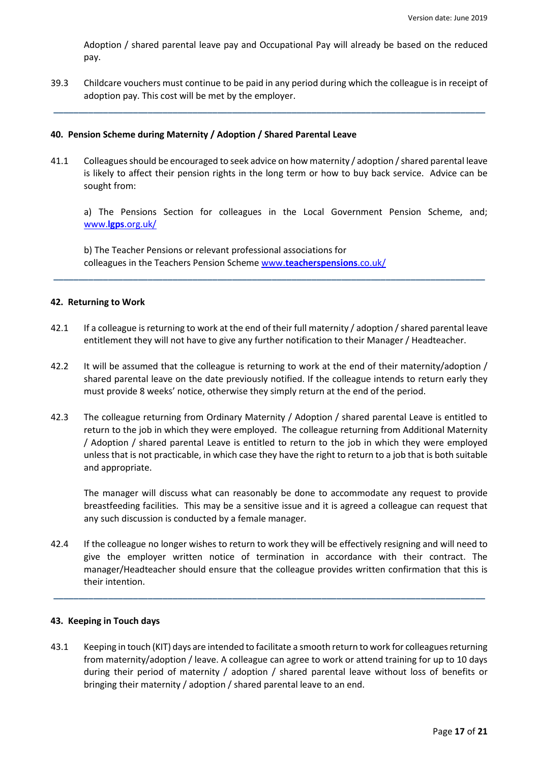Adoption / shared parental leave pay and Occupational Pay will already be based on the reduced pay.

39.3 Childcare vouchers must continue to be paid in any period during which the colleague is in receipt of adoption pay. This cost will be met by the employer.

---

## 40. Pension Scheme during Maternity / Adoption / Shared Parental Leave

41.1 Colleagues should be encouraged to seek advice on how maternity / adoption / shared parental leave is likely to affect their pension rights in the long term or how to buy back service. Advice can be sought from:

a) The Pensions Section for colleagues in the Local Government Pension Scheme, and; [www.**lgps**.org.uk/](www.lgps.org.uk/)

b) The Teacher Pensions or relevant professional associations for colleagues in the Teachers Pension Scheme [www.**teacherspensions**.co.uk/](www.teacherspensions.co.uk/)

---

## 42. Returning to Work

42.1 If a colleague is returning to work at the end of their full maternity / adoption / shared parental leave entitlement they will not have to give any further notification to their Manager / Headteacher.

42.2 It will be assumed that the colleague is returning to work at the end of their maternity/adoption / shared parental leave on the date previously notified. If the colleague intends to return early they must provide 8 weeks' notice, otherwise they simply return at the end of the period.

42.3 The colleague returning from Ordinary Maternity / Adoption / shared parental Leave is entitled to return to the job in which they were employed. The colleague returning from Additional Maternity / Adoption / shared parental Leave is entitled to return to the job in which they were employed unless that is not practicable, in which case they have the right to return to a job that is both suitable and appropriate.

The manager will discuss what can reasonably be done to accommodate any request to provide breastfeeding facilities. This may be a sensitive issue and it is agreed a colleague can request that any such discussion is conducted by a female manager.

42.4 If the colleague no longer wishes to return to work they will be effectively resigning and will need to give the employer written notice of termination in accordance with their contract. The manager/Headteacher should ensure that the colleague provides written confirmation that this is their intention.

---

## 43. Keeping in Touch days

43.1 Keeping in touch (KIT) days are intended to facilitate a smooth return to work for colleagues returning from maternity/adoption / leave. A colleague can agree to work or attend training for up to 10 days during their period of maternity / adoption / shared parental leave without loss of benefits or bringing their maternity / adoption / shared parental leave to an end.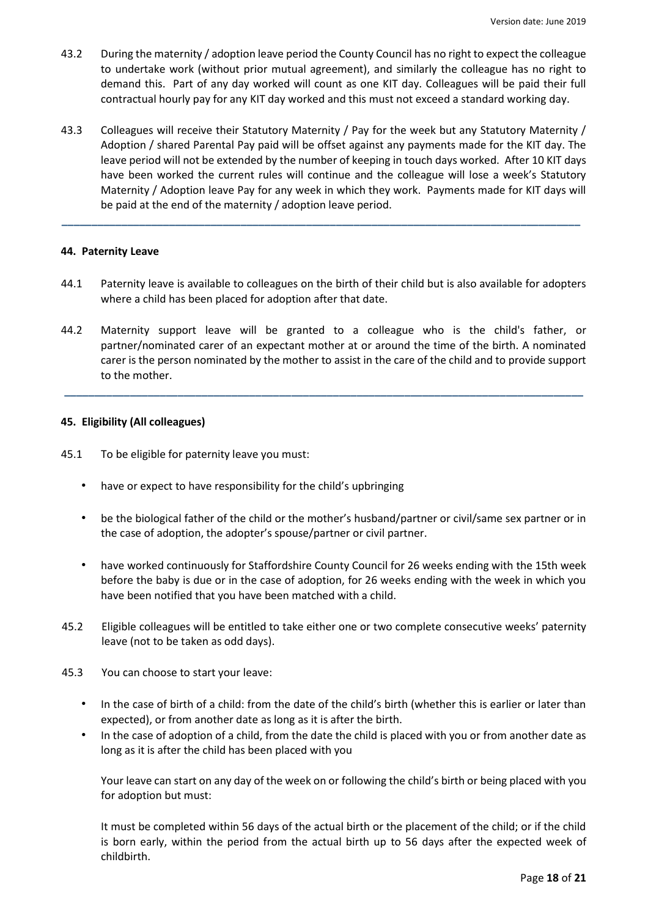43.2 During the maternity / adoption leave period the County Council has no right to expect the colleague to undertake work (without prior mutual agreement), and similarly the colleague has no right to demand this. Part of any day worked will count as one KIT day. Colleagues will be paid their full contractual hourly pay for any KIT day worked and this must not exceed a standard working day.

43.3 Colleagues will receive their Statutory Maternity / Pay for the week but any Statutory Maternity / Adoption / shared Parental Pay paid will be offset against any payments made for the KIT day. The leave period will not be extended by the number of keeping in touch days worked. After 10 KIT days have been worked the current rules will continue and the colleague will lose a week's Statutory Maternity / Adoption leave Pay for any week in which they work. Payments made for KIT days will be paid at the end of the maternity / adoption leave period.

---

## 44. Paternity Leave

44.1 Paternity leave is available to colleagues on the birth of their child but is also available for adopters where a child has been placed for adoption after that date.

44.2 Maternity support leave will be granted to a colleague who is the child's father, or partner/nominated carer of an expectant mother at or around the time of the birth. A nominated carer is the person nominated by the mother to assist in the care of the child and to provide support to the mother.

---

## 45. Eligibility (All colleagues)

45.1 To be eligible for paternity leave you must:

- have or expect to have responsibility for the child's upbringing
- be the biological father of the child or the mother's husband/partner or civil/same sex partner or in the case of adoption, the adopter's spouse/partner or civil partner.
- have worked continuously for Staffordshire County Council for 26 weeks ending with the 15th week before the baby is due or in the case of adoption, for 26 weeks ending with the week in which you have been notified that you have been matched with a child.

45.2 Eligible colleagues will be entitled to take either one or two complete consecutive weeks' paternity leave (not to be taken as odd days).

45.3 You can choose to start your leave:

- In the case of birth of a child: from the date of the child's birth (whether this is earlier or later than expected), or from another date as long as it is after the birth.
- In the case of adoption of a child, from the date the child is placed with you or from another date as long as it is after the child has been placed with you

Your leave can start on any day of the week on or following the child's birth or being placed with you for adoption but must:

It must be completed within 56 days of the actual birth or the placement of the child; or if the child is born early, within the period from the actual birth up to 56 days after the expected week of childbirth.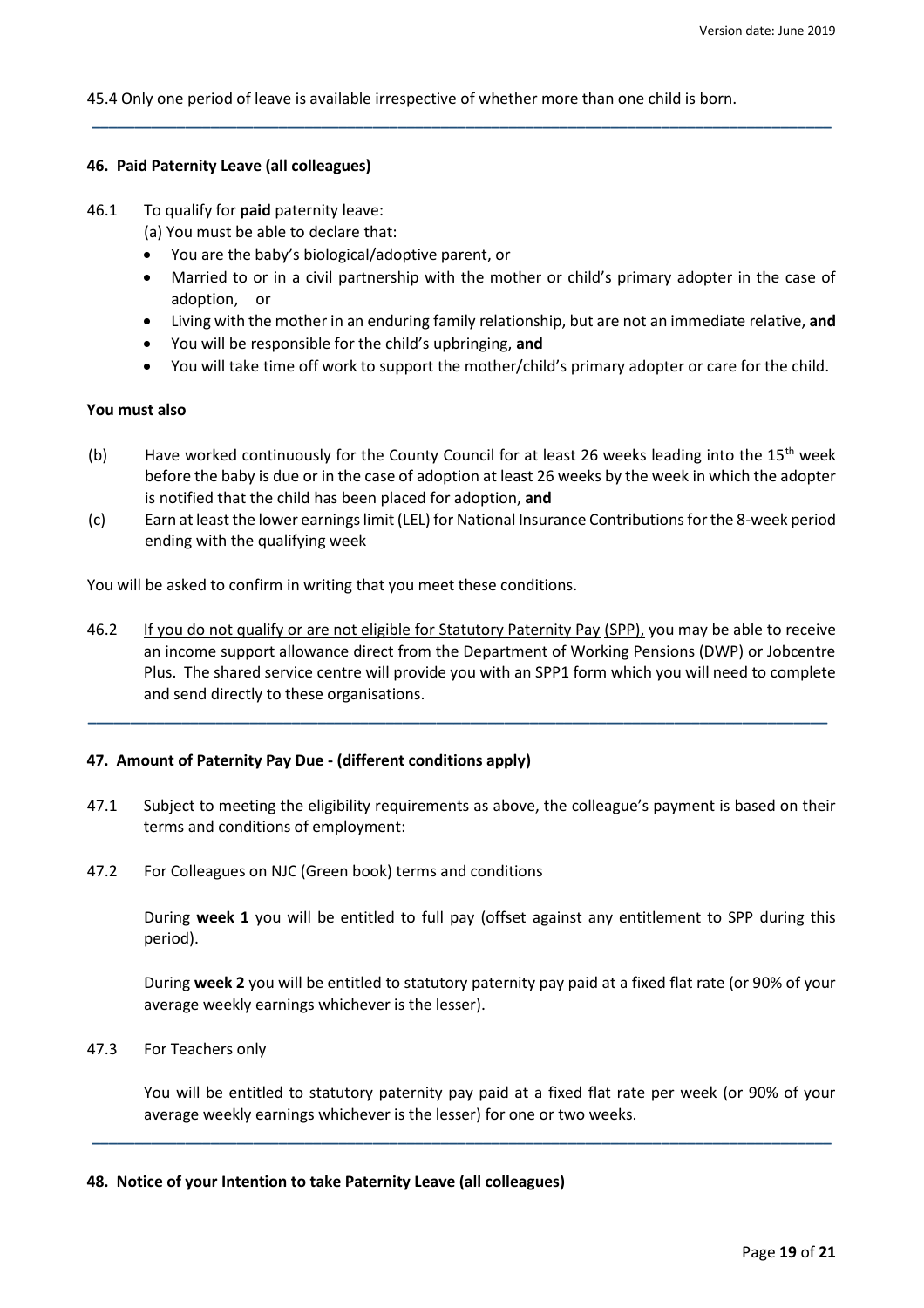45.4 Only one period of leave is available irrespective of whether more than one child is born.

---

### 46. Paid Paternity Leave (all colleagues)

46.1 To qualify for **paid** paternity leave:

(a) You must be able to declare that:

- You are the baby's biological/adoptive parent, or
- Married to or in a civil partnership with the mother or child's primary adopter in the case of adoption, or
- Living with the mother in an enduring family relationship, but are not an immediate relative, **and**
- You will be responsible for the child's upbringing, **and**
- You will take time off work to support the mother/child's primary adopter or care for the child.

**You must also**

(b) Have worked continuously for the County Council for at least 26 weeks leading into the 15th week before the baby is due or in the case of adoption at least 26 weeks by the week in which the adopter is notified that the child has been placed for adoption, **and**

(c) Earn at least the lower earnings limit (LEL) for National Insurance Contributions for the 8-week period ending with the qualifying week

You will be asked to confirm in writing that you meet these conditions.

46.2 If you do not qualify or are not eligible for Statutory Paternity Pay (SPP), you may be able to receive an income support allowance direct from the Department of Working Pensions (DWP) or Jobcentre Plus. The shared service centre will provide you with an SPP1 form which you will need to complete and send directly to these organisations.

---

### 47. Amount of Paternity Pay Due - (different conditions apply)

47.1 Subject to meeting the eligibility requirements as above, the colleague's payment is based on their terms and conditions of employment:

47.2 For Colleagues on NJC (Green book) terms and conditions

During **week 1** you will be entitled to full pay (offset against any entitlement to SPP during this period).

During **week 2** you will be entitled to statutory paternity pay paid at a fixed flat rate (or 90% of your average weekly earnings whichever is the lesser).

47.3 For Teachers only

You will be entitled to statutory paternity pay paid at a fixed flat rate per week (or 90% of your average weekly earnings whichever is the lesser) for one or two weeks.

---

### 48. Notice of your Intention to take Paternity Leave (all colleagues)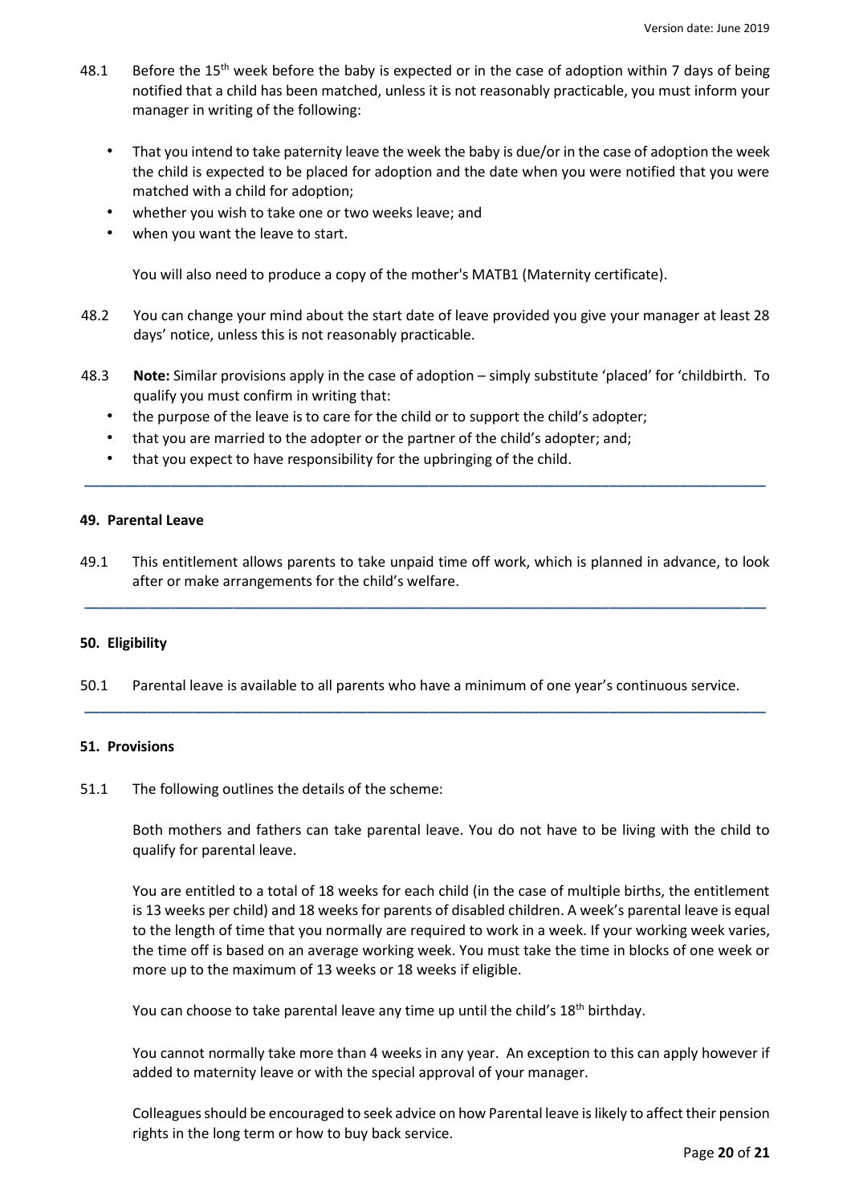48.1 Before the 15th week before the baby is expected or in the case of adoption within 7 days of being notified that a child has been matched, unless it is not reasonably practicable, you must inform your manager in writing of the following:

- That you intend to take paternity leave the week the baby is due/or in the case of adoption the week the child is expected to be placed for adoption and the date when you were notified that you were matched with a child for adoption;
- whether you wish to take one or two weeks leave; and
- when you want the leave to start.

You will also need to produce a copy of the mother's MATB1 (Maternity certificate).

48.2 You can change your mind about the start date of leave provided you give your manager at least 28 days' notice, unless this is not reasonably practicable.

48.3 **Note:** Similar provisions apply in the case of adoption – simply substitute 'placed' for 'childbirth. To qualify you must confirm in writing that:

- the purpose of the leave is to care for the child or to support the child's adopter;
- that you are married to the adopter or the partner of the child's adopter; and;
- that you expect to have responsibility for the upbringing of the child.

---

## 49. Parental Leave

49.1 This entitlement allows parents to take unpaid time off work, which is planned in advance, to look after or make arrangements for the child's welfare.

---

## 50. Eligibility

50.1 Parental leave is available to all parents who have a minimum of one year's continuous service.

---

## 51. Provisions

51.1 The following outlines the details of the scheme:

Both mothers and fathers can take parental leave. You do not have to be living with the child to qualify for parental leave.

You are entitled to a total of 18 weeks for each child (in the case of multiple births, the entitlement is 13 weeks per child) and 18 weeks for parents of disabled children. A week's parental leave is equal to the length of time that you normally are required to work in a week. If your working week varies, the time off is based on an average working week. You must take the time in blocks of one week or more up to the maximum of 13 weeks or 18 weeks if eligible.

You can choose to take parental leave any time up until the child's 18th birthday.

You cannot normally take more than 4 weeks in any year. An exception to this can apply however if added to maternity leave or with the special approval of your manager.

Colleagues should be encouraged to seek advice on how Parental leave is likely to affect their pension rights in the long term or how to buy back service.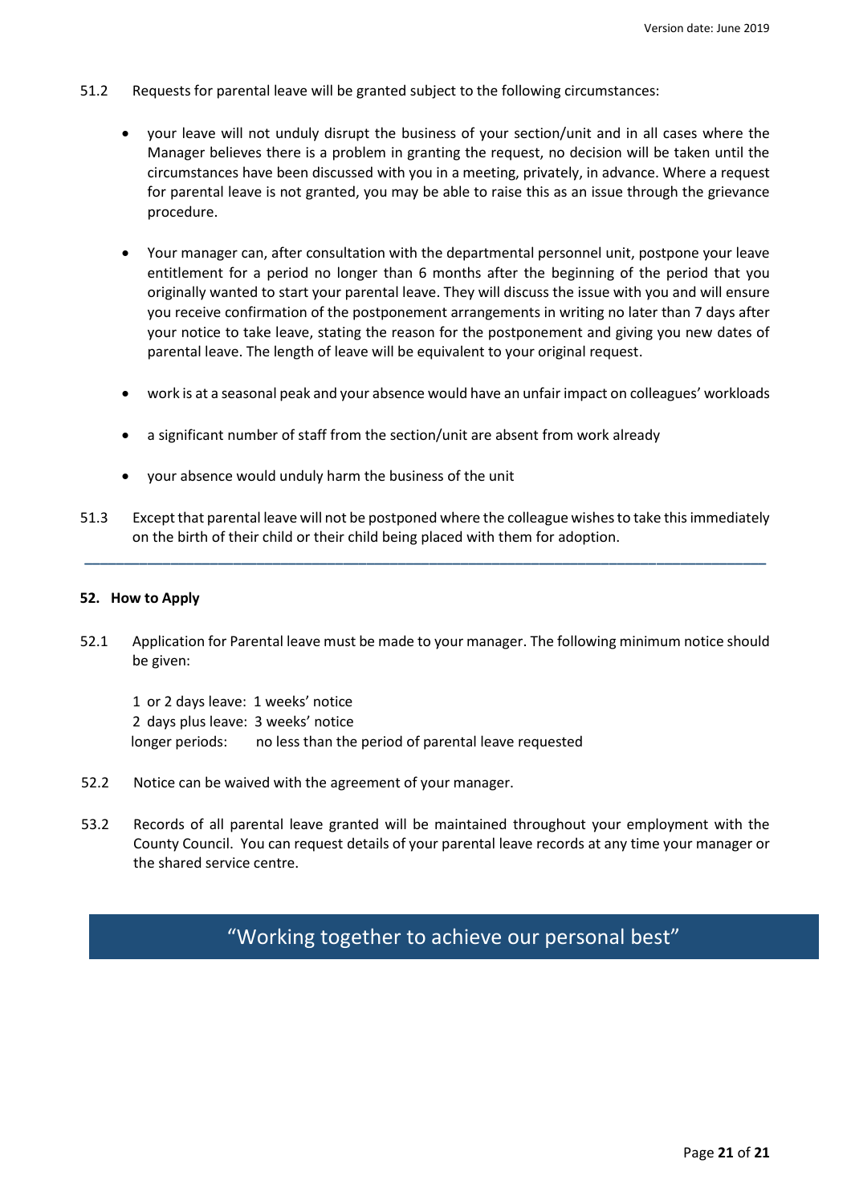51.2 Requests for parental leave will be granted subject to the following circumstances:

- your leave will not unduly disrupt the business of your section/unit and in all cases where the Manager believes there is a problem in granting the request, no decision will be taken until the circumstances have been discussed with you in a meeting, privately, in advance. Where a request for parental leave is not granted, you may be able to raise this as an issue through the grievance procedure.

- Your manager can, after consultation with the departmental personnel unit, postpone your leave entitlement for a period no longer than 6 months after the beginning of the period that you originally wanted to start your parental leave. They will discuss the issue with you and will ensure you receive confirmation of the postponement arrangements in writing no later than 7 days after your notice to take leave, stating the reason for the postponement and giving you new dates of parental leave. The length of leave will be equivalent to your original request.

- work is at a seasonal peak and your absence would have an unfair impact on colleagues' workloads

- a significant number of staff from the section/unit are absent from work already

- your absence would unduly harm the business of the unit

51.3 Except that parental leave will not be postponed where the colleague wishes to take this immediately on the birth of their child or their child being placed with them for adoption.

---

### 52. How to Apply

52.1 Application for Parental leave must be made to your manager. The following minimum notice should be given:

1 or 2 days leave: 1 weeks' notice
2 days plus leave: 3 weeks' notice
longer periods: no less than the period of parental leave requested

52.2 Notice can be waived with the agreement of your manager.

53.2 Records of all parental leave granted will be maintained throughout your employment with the County Council. You can request details of your parental leave records at any time your manager or the shared service centre.

"Working together to achieve our personal best"